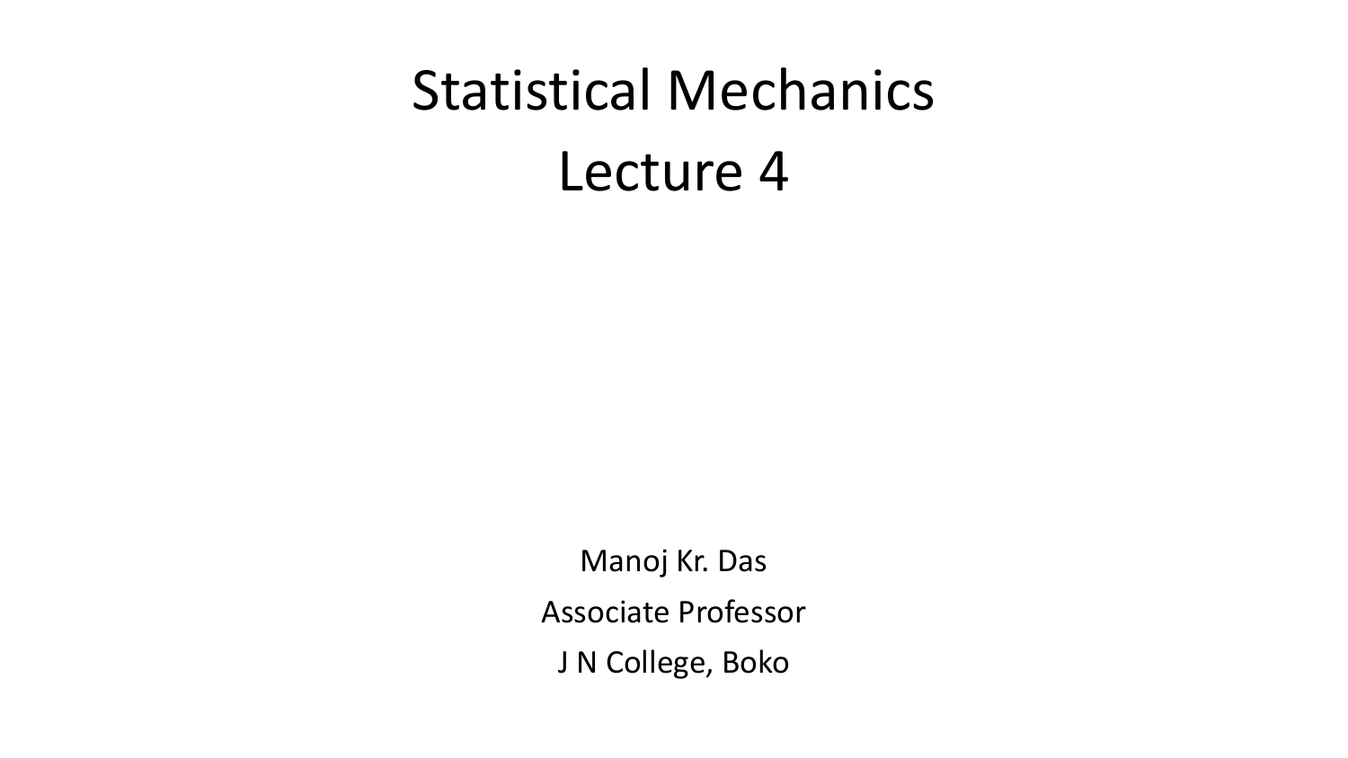# Statistical Mechanics

# Lecture 4

Manoj Kr. Das

Associate Professor

J N College, Boko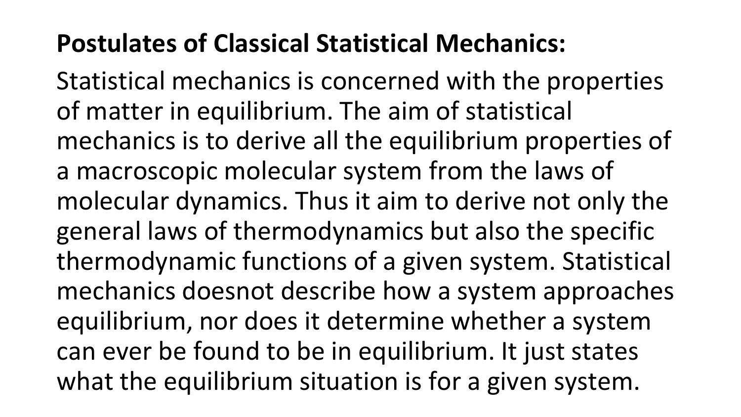**Postulates of Classical Statistical Mechanics:**

Statistical mechanics is concerned with the properties of matter in equilibrium. The aim of statistical mechanics is to derive all the equilibrium properties of a macroscopic molecular system from the laws of molecular dynamics. Thus it aim to derive not only the general laws of thermodynamics but also the specific thermodynamic functions of a given system. Statistical mechanics doesnot describe how a system approaches equilibrium, nor does it determine whether a system can ever be found to be in equilibrium. It just states what the equilibrium situation is for a given system.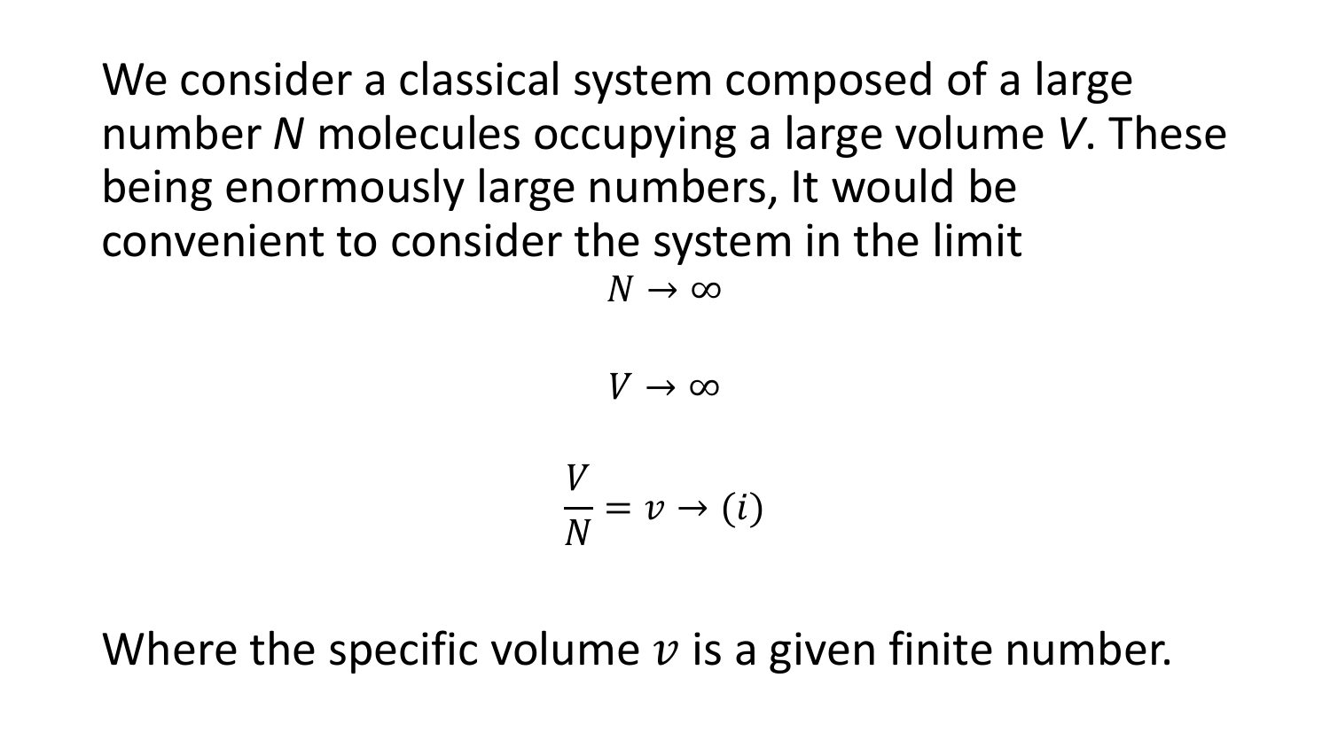We consider a classical system composed of a large number $N$ molecules occupying a large volume $V$. These being enormously large numbers, It would be convenient to consider the system in the limit

$$N \rightarrow \infty$$

$$V \rightarrow \infty$$

$$\frac{V}{N} = v \rightarrow (i)$$

Where the specific volume $v$ is a given finite number.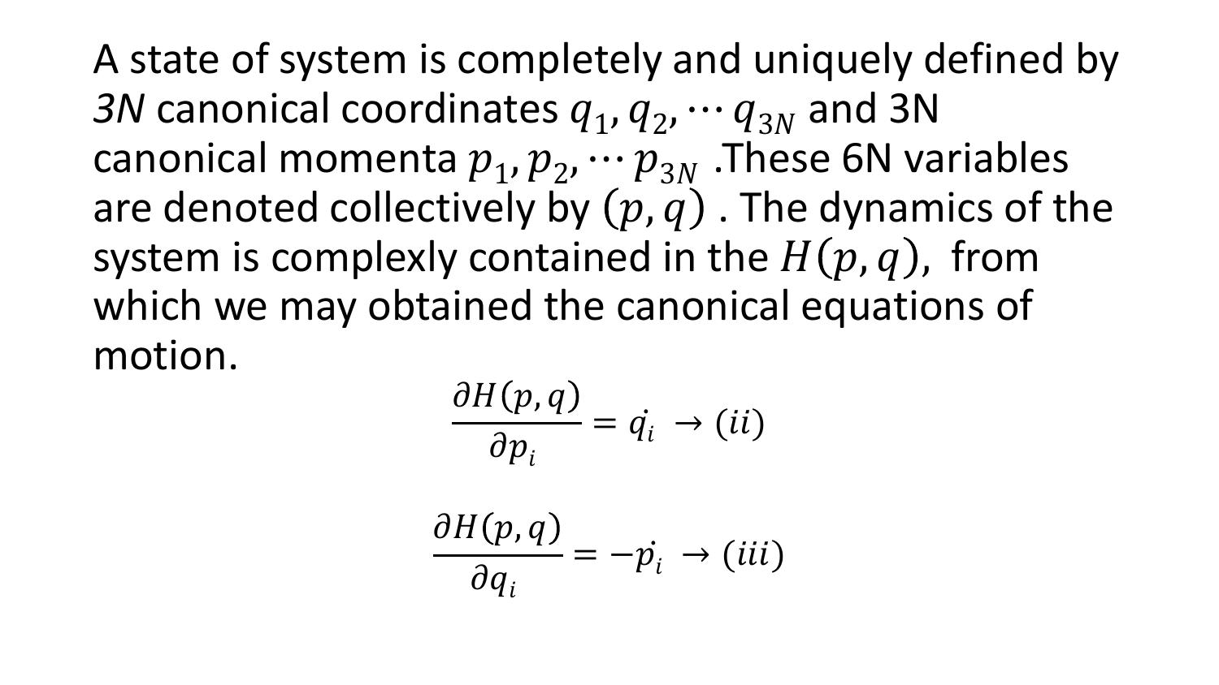A state of system is completely and uniquely defined by *3N* canonical coordinates $q_1, q_2, \cdots q_{3N}$ and 3N canonical momenta $p_1, p_2, \cdots p_{3N}$ .These 6N variables are denoted collectively by $(p, q)$ . The dynamics of the system is complexly contained in the $H(p, q)$, from which we may obtained the canonical equations of motion.

$$\frac{\partial H(p, q)}{\partial p_i} = \dot{q_i} \rightarrow (ii)$$

$$\frac{\partial H(p, q)}{\partial q_i} = -\dot{p_i} \rightarrow (iii)$$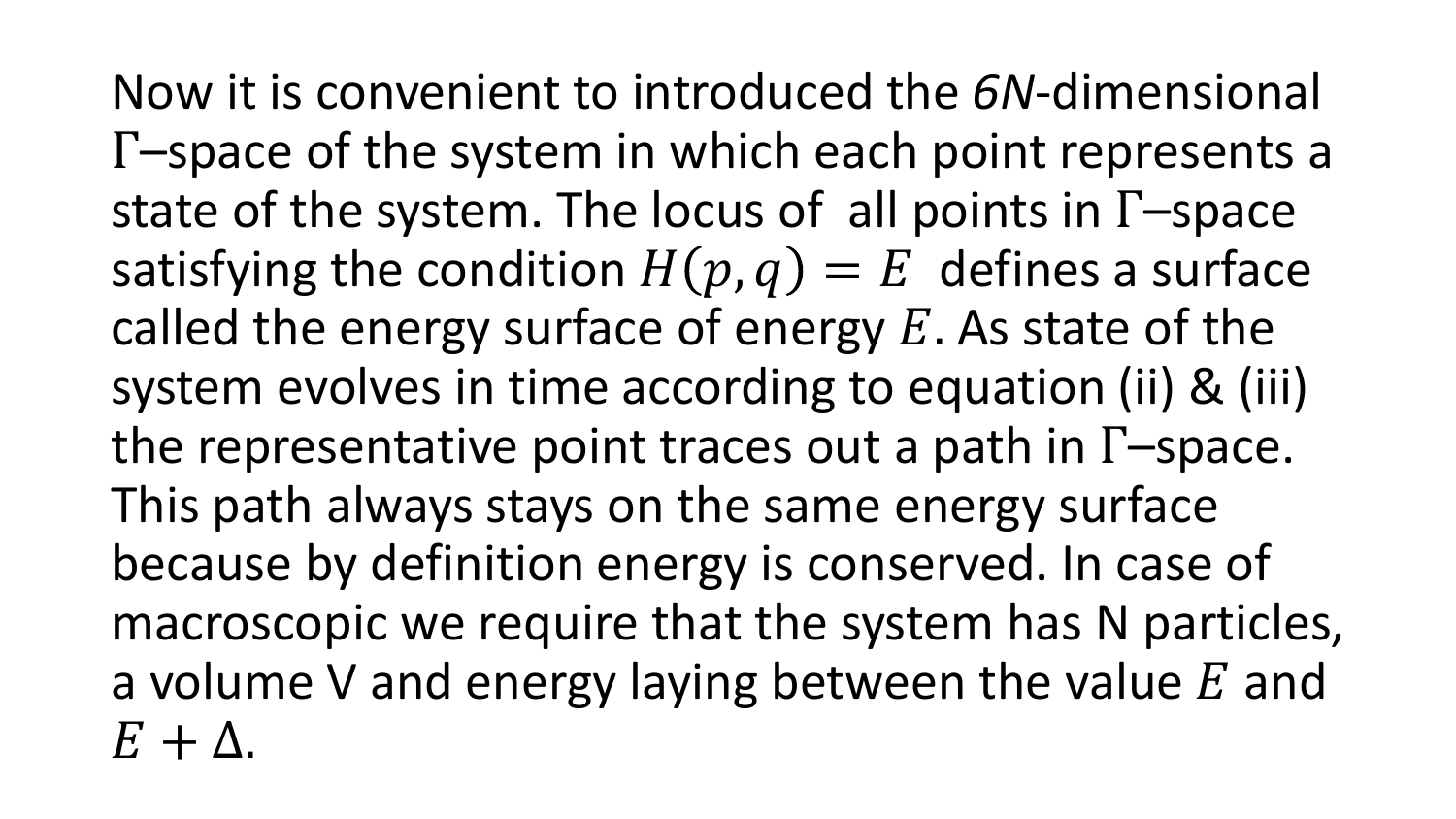Now it is convenient to introduced the *6N*-dimensional $\Gamma$–space of the system in which each point represents a state of the system. The locus of all points in $\Gamma$–space satisfying the condition $H(p, q) = E$ defines a surface called the energy surface of energy $E$. As state of the system evolves in time according to equation (ii) & (iii) the representative point traces out a path in $\Gamma$–space. This path always stays on the same energy surface because by definition energy is conserved. In case of macroscopic we require that the system has N particles, a volume V and energy laying between the value $E$ and $E + \Delta$.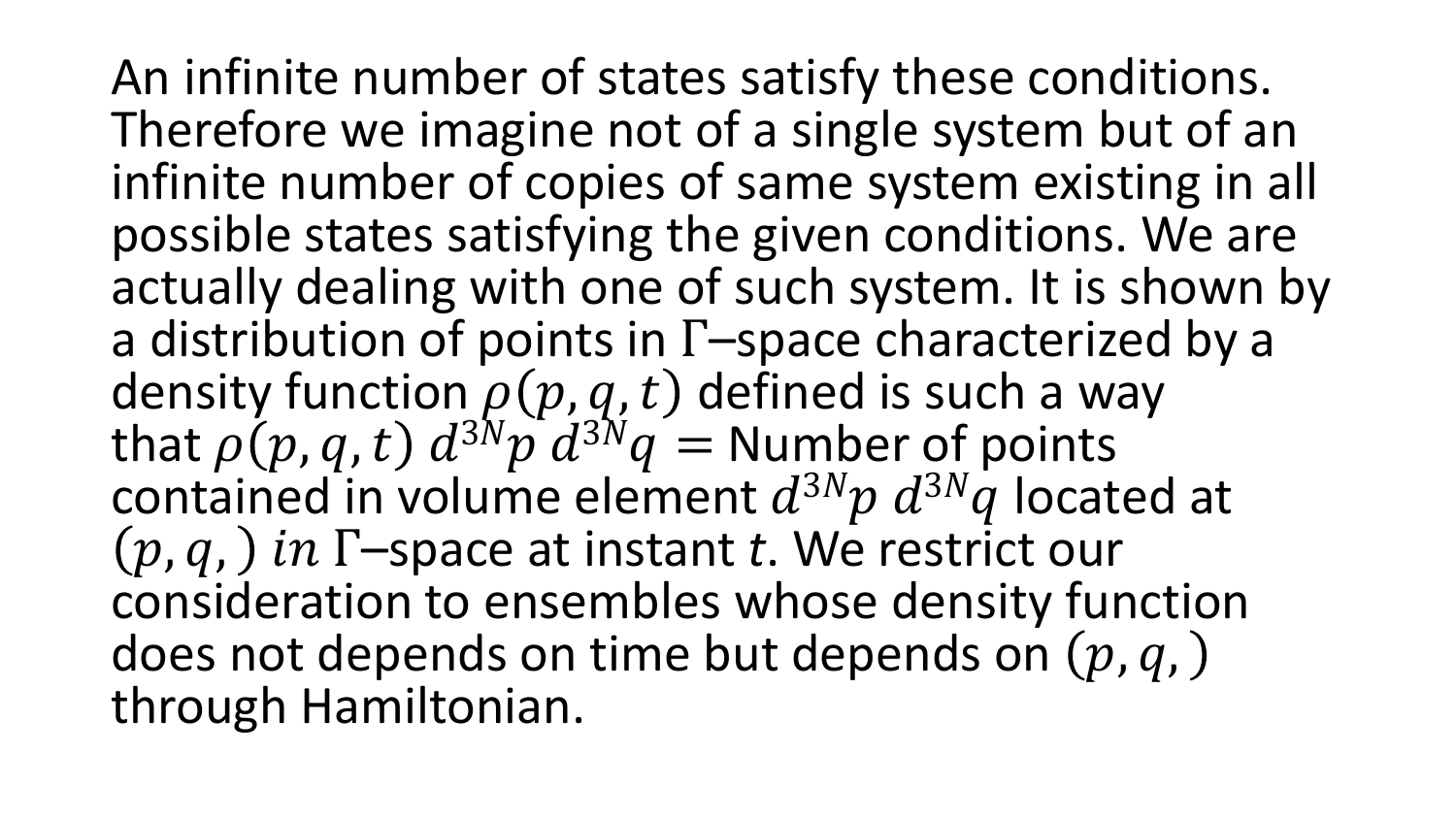An infinite number of states satisfy these conditions. Therefore we imagine not of a single system but of an infinite number of copies of same system existing in all possible states satisfying the given conditions. We are actually dealing with one of such system. It is shown by a distribution of points in $\Gamma$–space characterized by a density function $\rho(p, q, t)$ defined is such a way that $\rho(p, q, t)\, d^{3N}p\, d^{3N}q =$ Number of points contained in volume element $d^{3N}p\, d^{3N}q$ located at $(p, q, )$ *in* $\Gamma$–space at instant $t$. We restrict our consideration to ensembles whose density function does not depends on time but depends on $(p, q, )$ through Hamiltonian.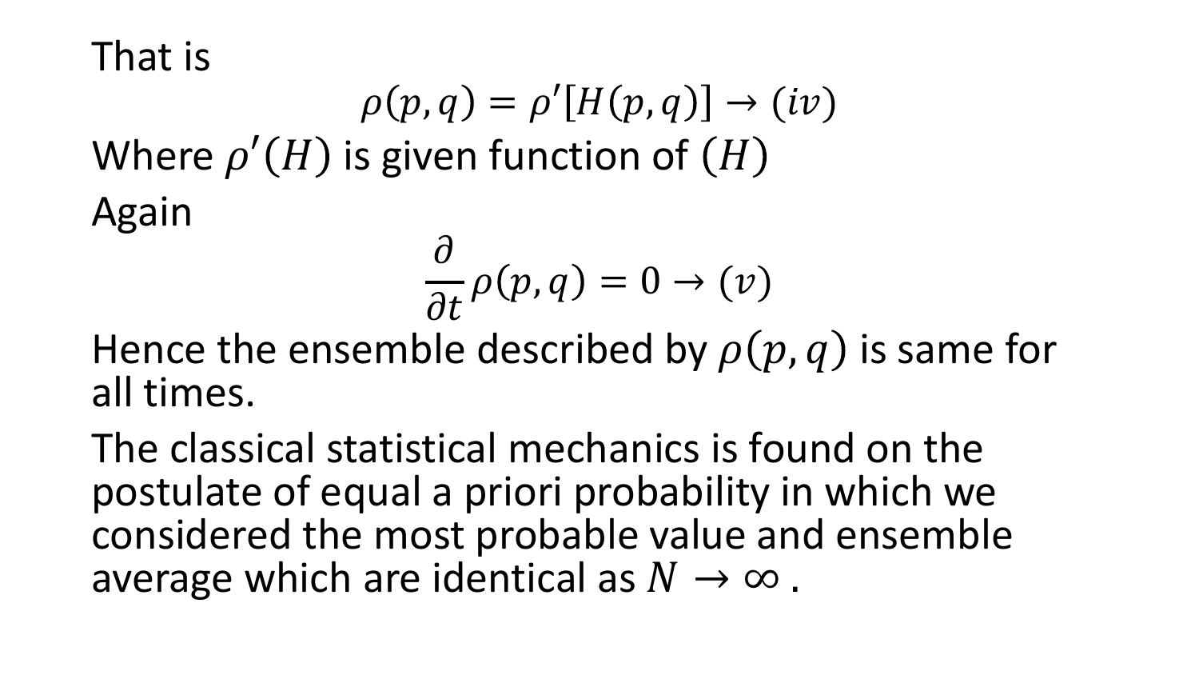That is

$$\rho(p, q) = \rho'[H(p, q)] \rightarrow (iv)$$

Where $\rho'(H)$ is given function of $(H)$

Again

$$\frac{\partial}{\partial t}\rho(p, q) = 0 \rightarrow (v)$$

Hence the ensemble described by $\rho(p, q)$ is same for all times.

The classical statistical mechanics is found on the postulate of equal a priori probability in which we considered the most probable value and ensemble average which are identical as $N \rightarrow \infty$ .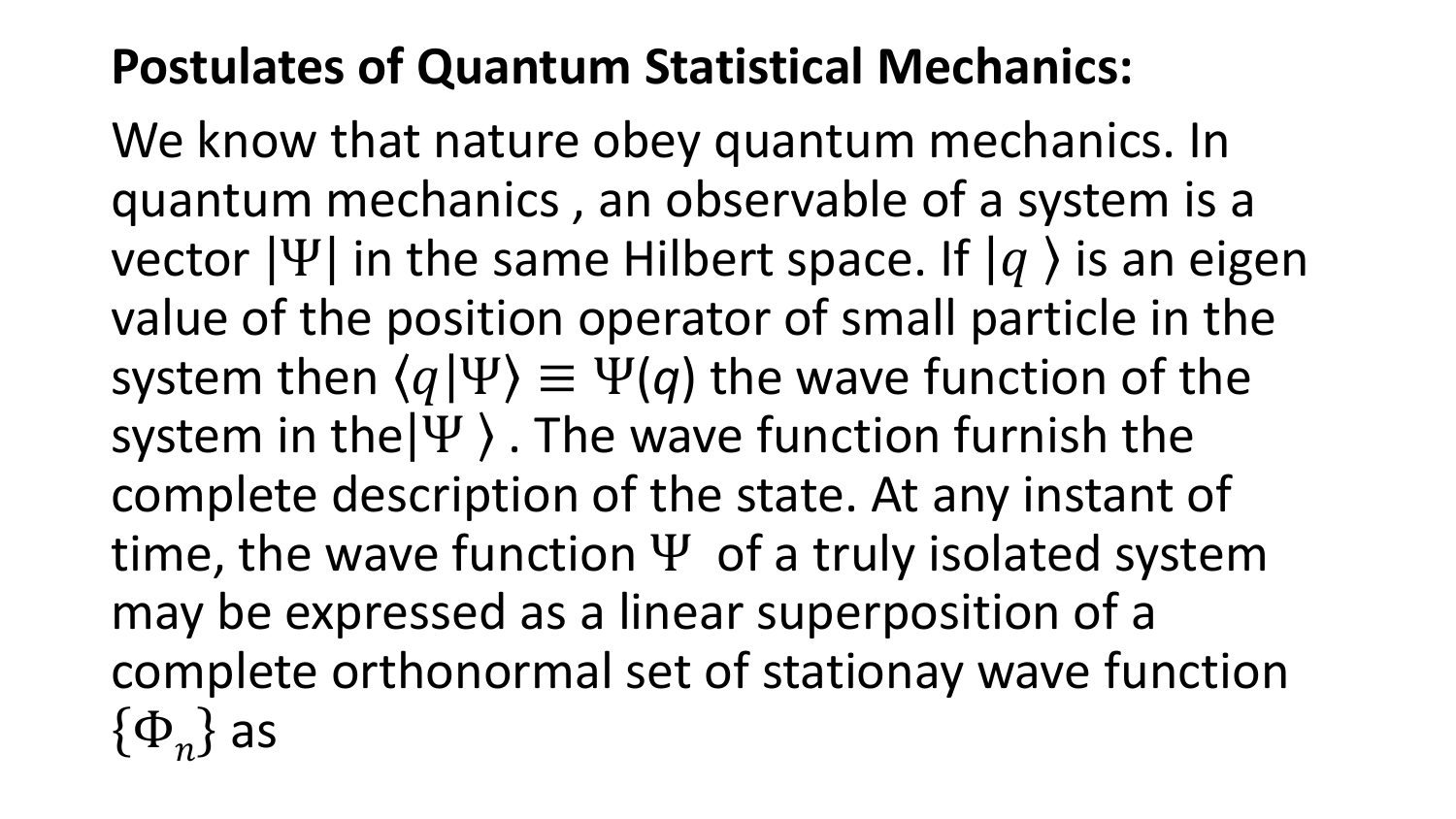**Postulates of Quantum Statistical Mechanics:**

We know that nature obey quantum mechanics. In quantum mechanics , an observable of a system is a vector $|\Psi|$ in the same Hilbert space. If $|q\rangle$ is an eigen value of the position operator of small particle in the system then $\langle q|\Psi\rangle \equiv \Psi(q)$ the wave function of the system in the$|\Psi\rangle$ . The wave function furnish the complete description of the state. At any instant of time, the wave function $\Psi$ of a truly isolated system may be expressed as a linear superposition of a complete orthonormal set of stationay wave function $\{\Phi_n\}$ as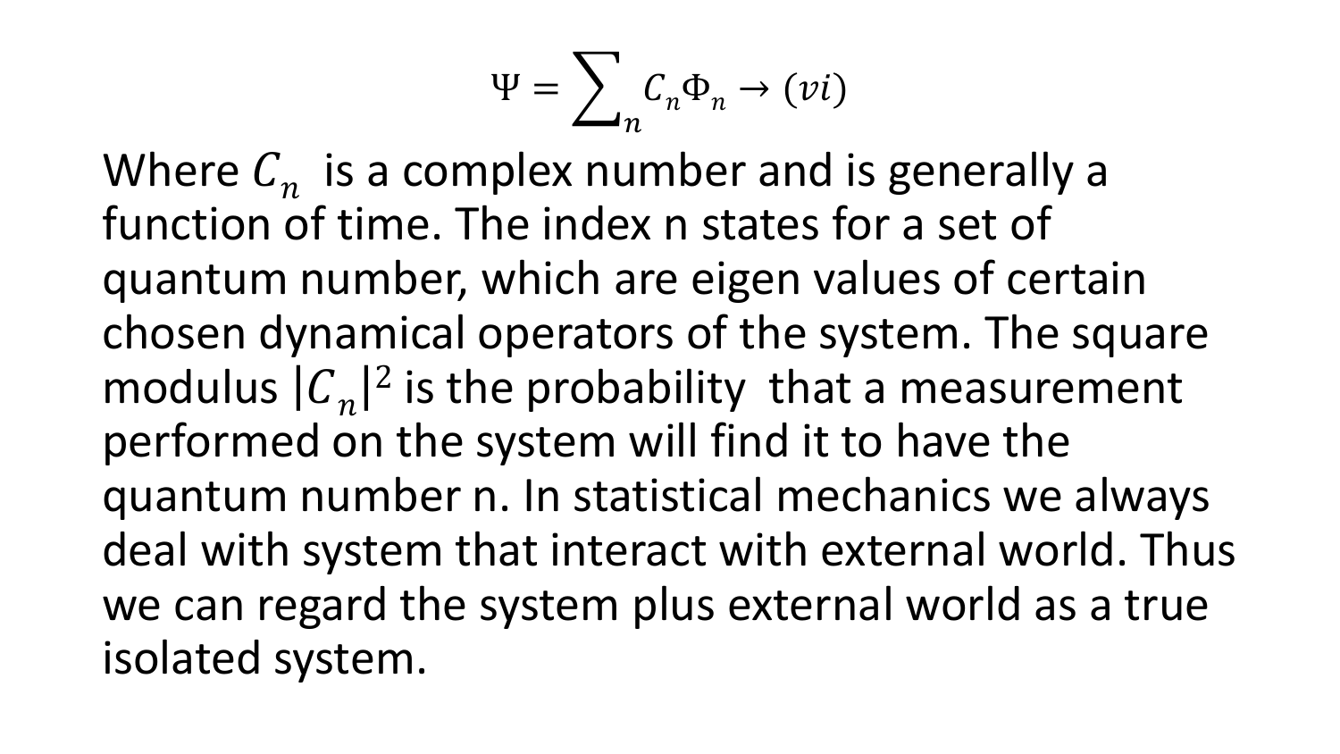$$\Psi = \sum_n C_n \Phi_n \rightarrow (vi)$$

Where $C_n$ is a complex number and is generally a function of time. The index n states for a set of quantum number, which are eigen values of certain chosen dynamical operators of the system. The square modulus $|C_n|^2$ is the probability that a measurement performed on the system will find it to have the quantum number n. In statistical mechanics we always deal with system that interact with external world. Thus we can regard the system plus external world as a true isolated system.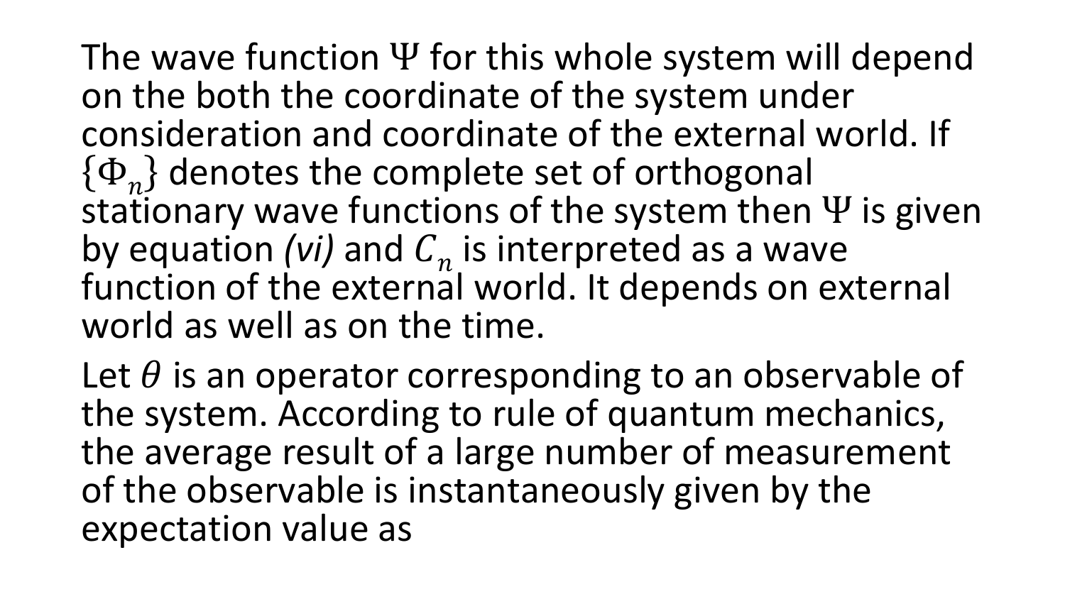The wave function $\Psi$ for this whole system will depend on the both the coordinate of the system under consideration and coordinate of the external world. If $\{\Phi_n\}$ denotes the complete set of orthogonal stationary wave functions of the system then $\Psi$ is given by equation *(vi)* and $C_n$ is interpreted as a wave function of the external world. It depends on external world as well as on the time.

Let $\theta$ is an operator corresponding to an observable of the system. According to rule of quantum mechanics, the average result of a large number of measurement of the observable is instantaneously given by the expectation value as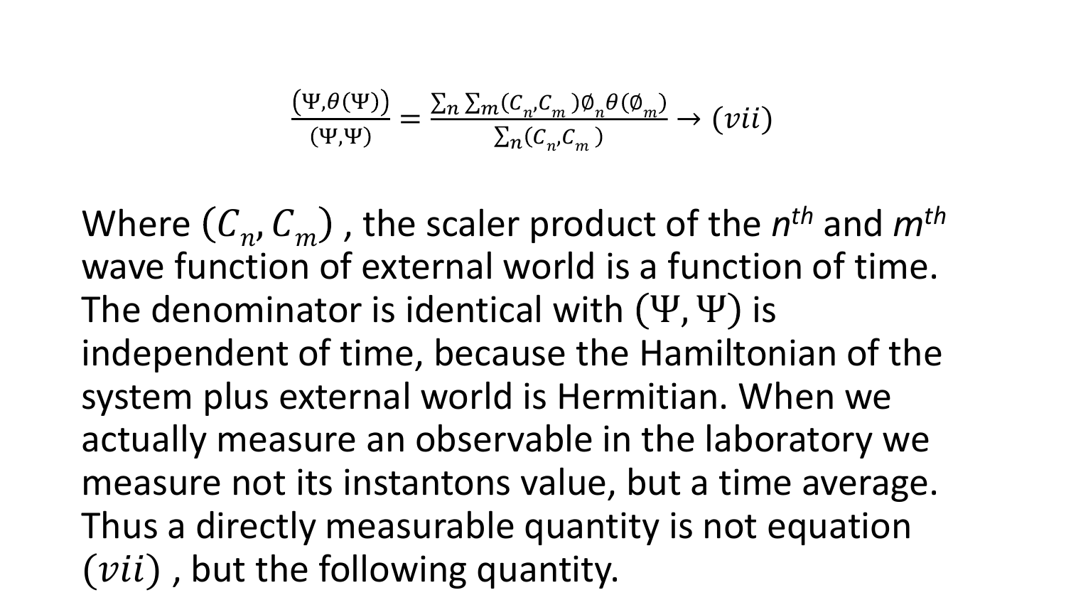$$\frac{(\Psi, \theta(\Psi))}{(\Psi, \Psi)} = \frac{\sum_n \sum_m (C_n, C_m) \emptyset_n \theta(\emptyset_m)}{\sum_n (C_n, C_m)} \rightarrow (vii)$$

Where $(C_n, C_m)$ , the scaler product of the *n^th^* and *m^th^* wave function of external world is a function of time. The denominator is identical with $(\Psi, \Psi)$ is independent of time, because the Hamiltonian of the system plus external world is Hermitian. When we actually measure an observable in the laboratory we measure not its instantons value, but a time average. Thus a directly measurable quantity is not equation $(vii)$ , but the following quantity.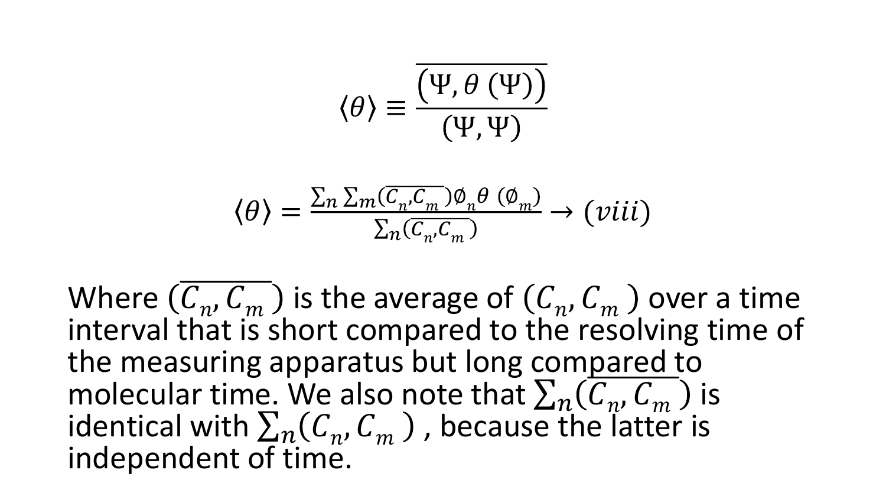$$\langle \theta \rangle \equiv \frac{\overline{(\Psi, \theta\,(\Psi))}}{(\Psi, \Psi)}$$

$$\langle \theta \rangle = \frac{\sum_n \sum_m (\overline{C_n, C_m}) \emptyset_n \theta\ (\emptyset_m)}{\sum_n (\overline{C_n, C_m})} \rightarrow (viii)$$

Where $(\overline{C_n, C_m})$ is the average of $(C_n, C_m)$ over a time interval that is short compared to the resolving time of the measuring apparatus but long compared to molecular time. We also note that $\sum_n (\overline{C_n, C_m})$ is identical with $\sum_n (C_n, C_m)$, because the latter is independent of time.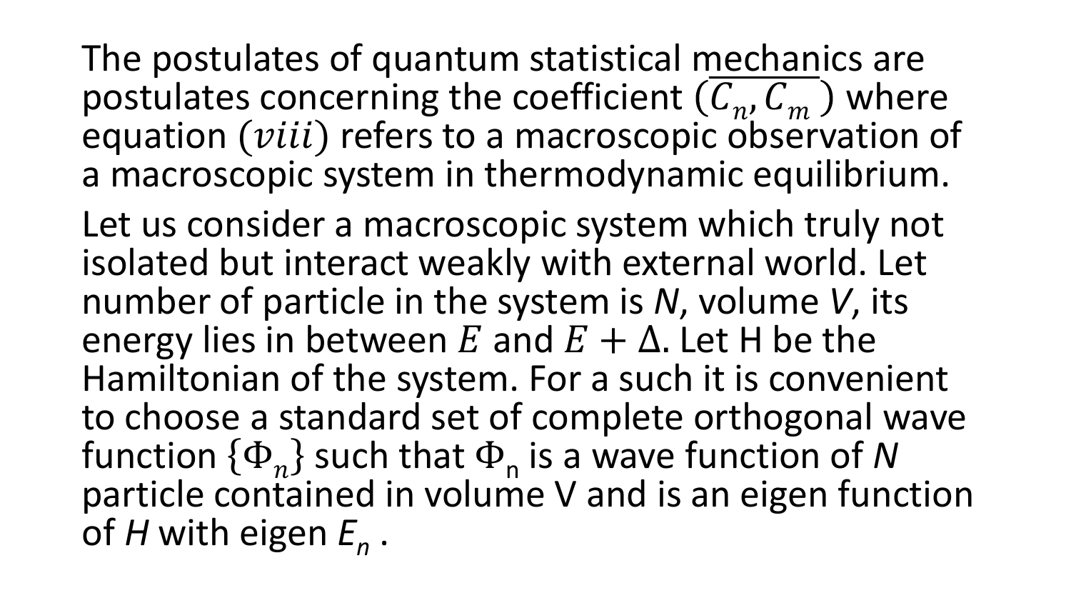The postulates of quantum statistical mechanics are postulates concerning the coefficient $(\overline{C_n, C_m})$ where equation $(viii)$ refers to a macroscopic observation of a macroscopic system in thermodynamic equilibrium.

Let us consider a macroscopic system which truly not isolated but interact weakly with external world. Let number of particle in the system is *N*, volume *V*, its energy lies in between $E$ and $E + \Delta$. Let H be the Hamiltonian of the system. For a such it is convenient to choose a standard set of complete orthogonal wave function $\{\Phi_n\}$ such that $\Phi_n$ is a wave function of *N* particle contained in volume V and is an eigen function of *H* with eigen $E_n$ .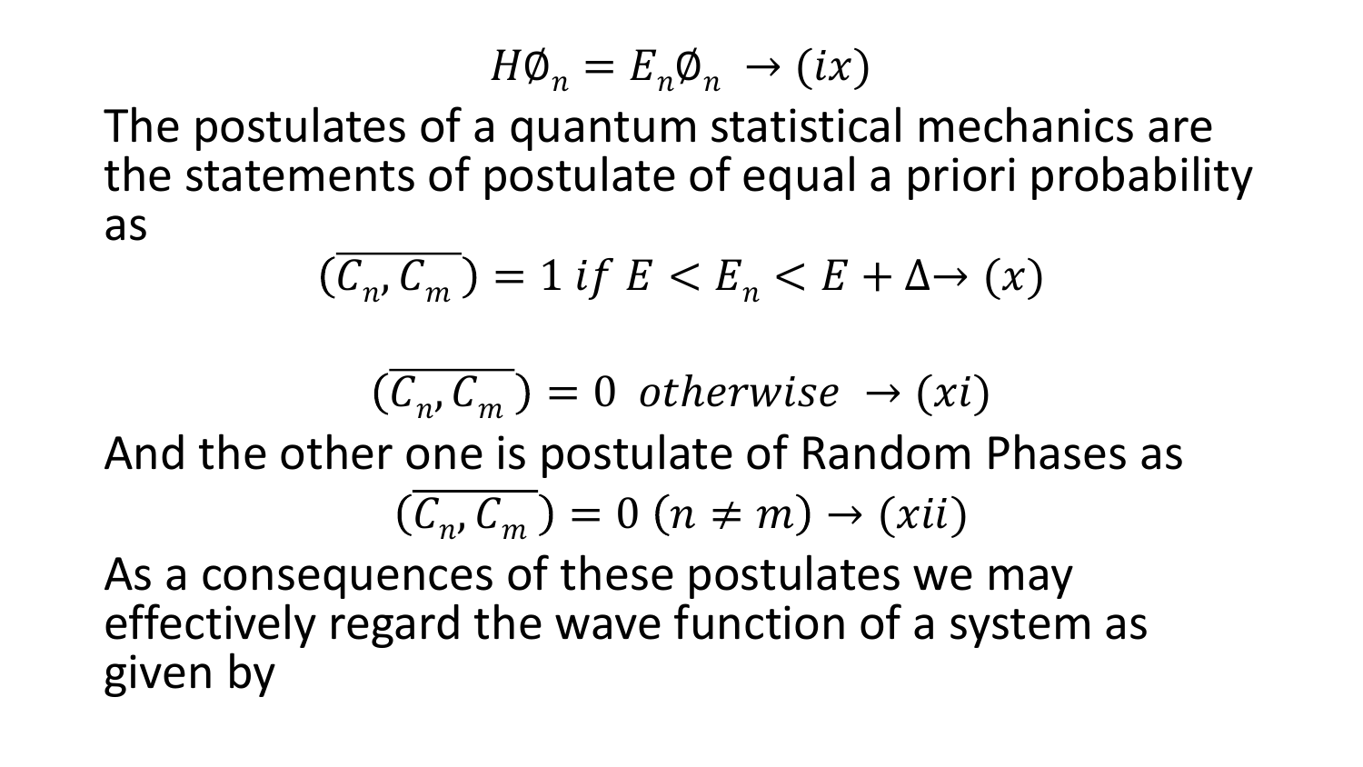$$H\emptyset_n = E_n\emptyset_n \rightarrow (ix)$$

The postulates of a quantum statistical mechanics are the statements of postulate of equal a priori probability as

$$(\overline{C_n, C_m}) = 1 \; if \; E < E_n < E + \Delta \rightarrow (x)$$

$$(\overline{C_n, C_m}) = 0 \;\; otherwise \;\rightarrow (xi)$$

And the other one is postulate of Random Phases as

$$(\overline{C_n, C_m}) = 0 \; (n \neq m) \rightarrow (xii)$$

As a consequences of these postulates we may effectively regard the wave function of a system as given by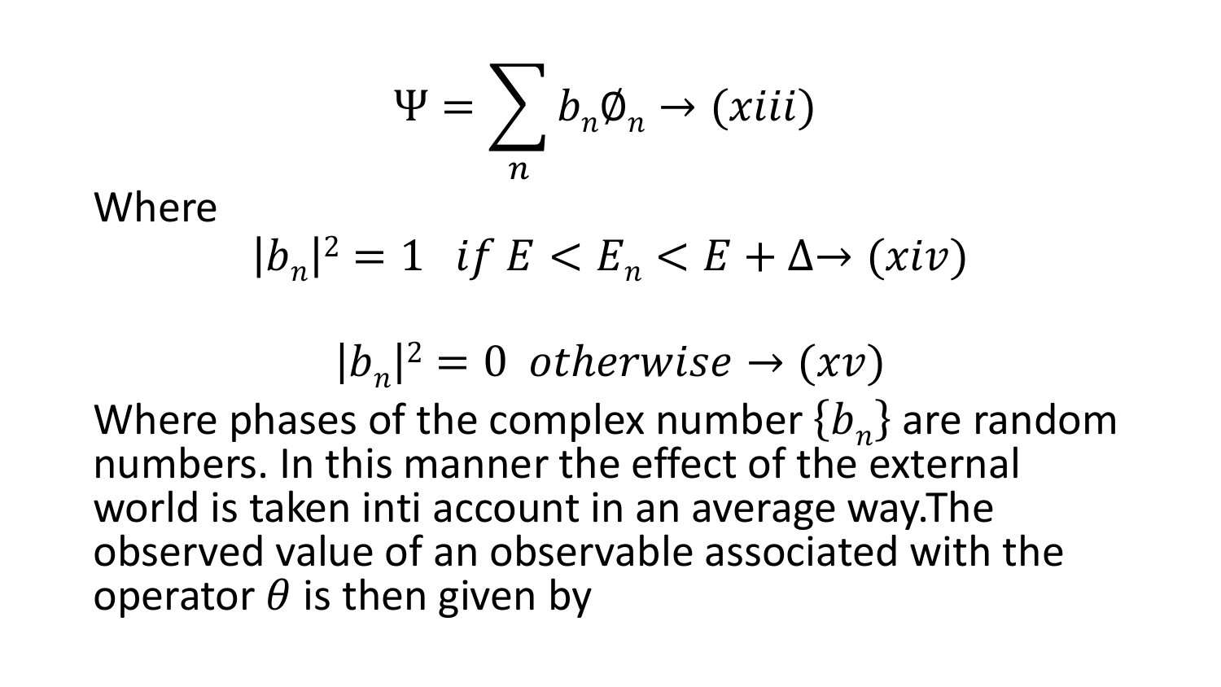$$\Psi = \sum_{n} b_n \emptyset_n \rightarrow (xiii)$$

Where

$$|b_n|^2 = 1 \quad if\ E < E_n < E + \Delta \rightarrow (xiv)$$

$$|b_n|^2 = 0 \ \ otherwise \rightarrow (xv)$$

Where phases of the complex number $\{b_n\}$ are random numbers. In this manner the effect of the external world is taken inti account in an average way.The observed value of an observable associated with the operator $\theta$ is then given by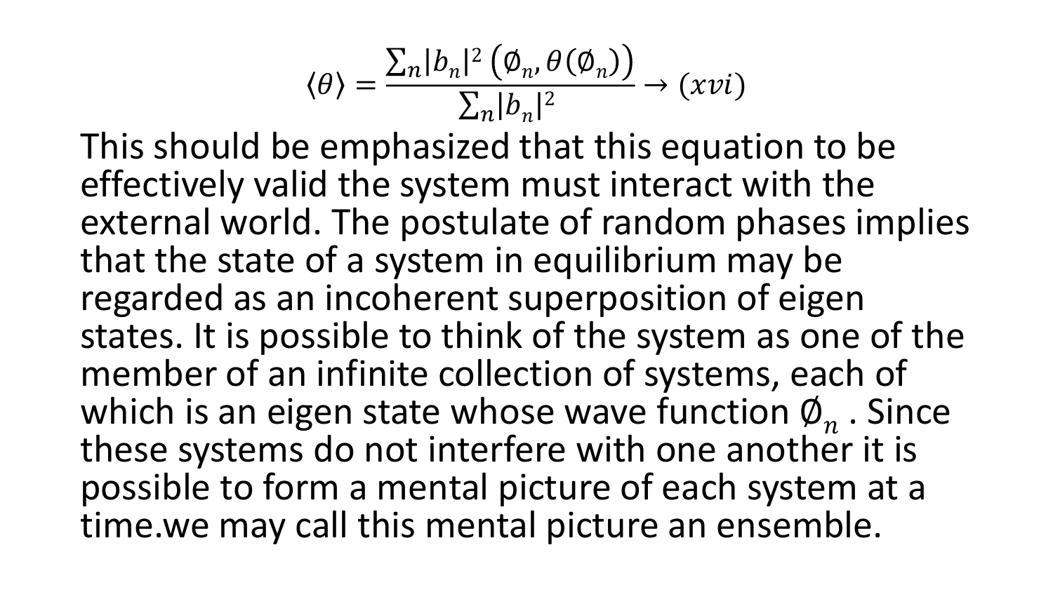$$\langle \theta \rangle = \frac{\sum_n |b_n|^2 \left( \emptyset_n, \theta(\emptyset_n) \right)}{\sum_n |b_n|^2} \rightarrow (xvi)$$

This should be emphasized that this equation to be effectively valid the system must interact with the external world. The postulate of random phases implies that the state of a system in equilibrium may be regarded as an incoherent superposition of eigen states. It is possible to think of the system as one of the member of an infinite collection of systems, each of which is an eigen state whose wave function $\emptyset_n$ . Since these systems do not interfere with one another it is possible to form a mental picture of each system at a time.we may call this mental picture an ensemble.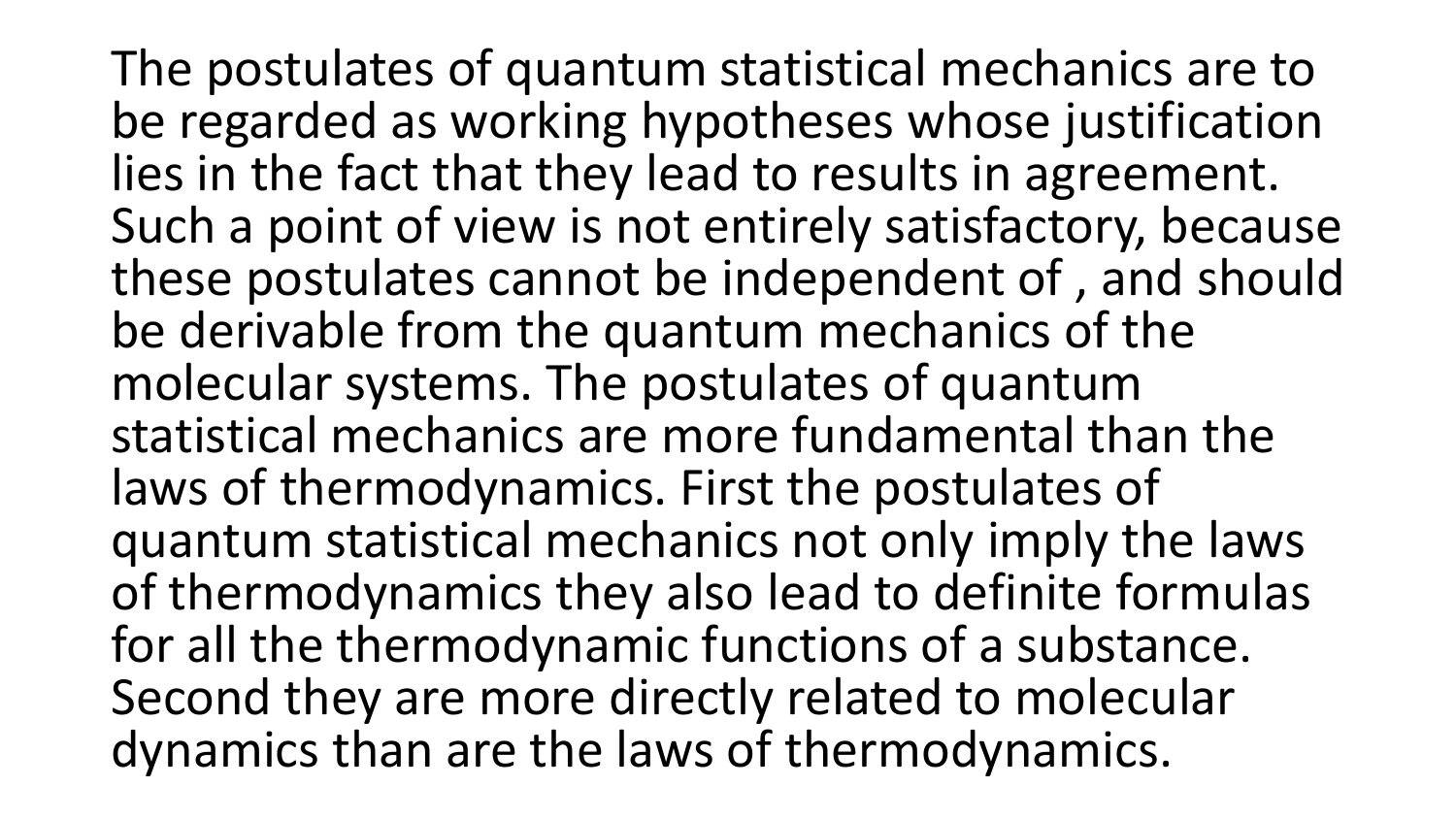The postulates of quantum statistical mechanics are to be regarded as working hypotheses whose justification lies in the fact that they lead to results in agreement. Such a point of view is not entirely satisfactory, because these postulates cannot be independent of , and should be derivable from the quantum mechanics of the molecular systems. The postulates of quantum statistical mechanics are more fundamental than the laws of thermodynamics. First the postulates of quantum statistical mechanics not only imply the laws of thermodynamics they also lead to definite formulas for all the thermodynamic functions of a substance. Second they are more directly related to molecular dynamics than are the laws of thermodynamics.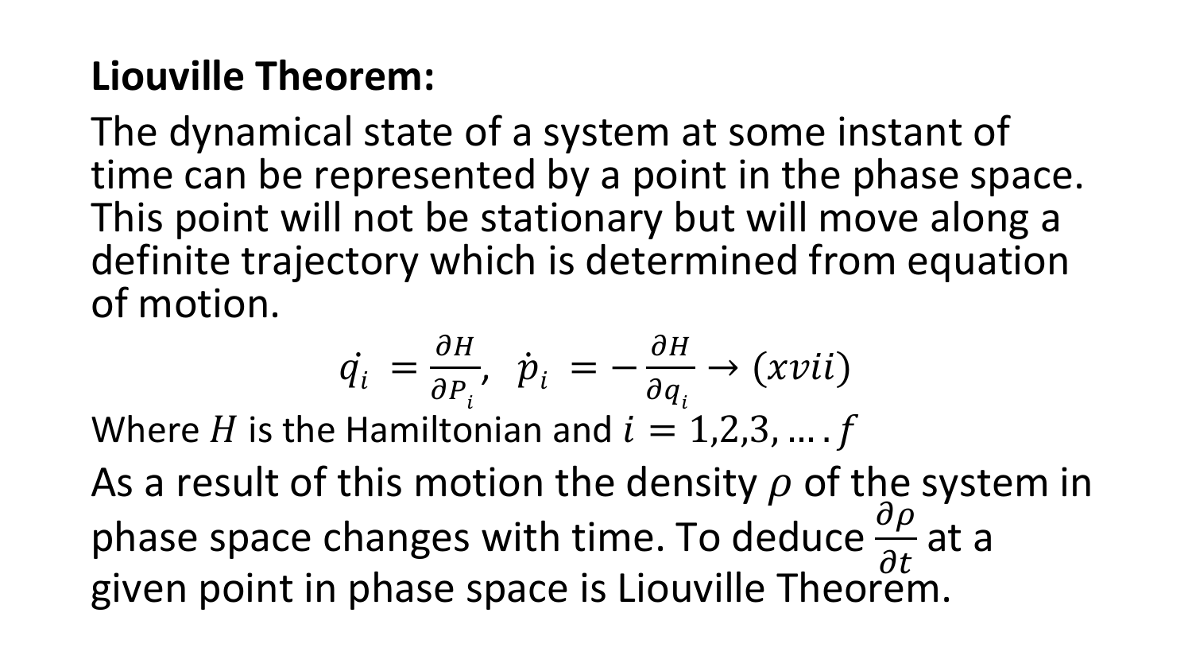**Liouville Theorem:**

The dynamical state of a system at some instant of time can be represented by a point in the phase space. This point will not be stationary but will move along a definite trajectory which is determined from equation of motion.

$$\dot{q}_i = \frac{\partial H}{\partial P_i}, \;\; \dot{p}_i = -\frac{\partial H}{\partial q_i} \rightarrow (xvii)$$

Where $H$ is the Hamiltonian and $i = 1,2,3, \ldots . f$

As a result of this motion the density $\rho$ of the system in phase space changes with time. To deduce $\frac{\partial \rho}{\partial t}$ at a given point in phase space is Liouville Theorem.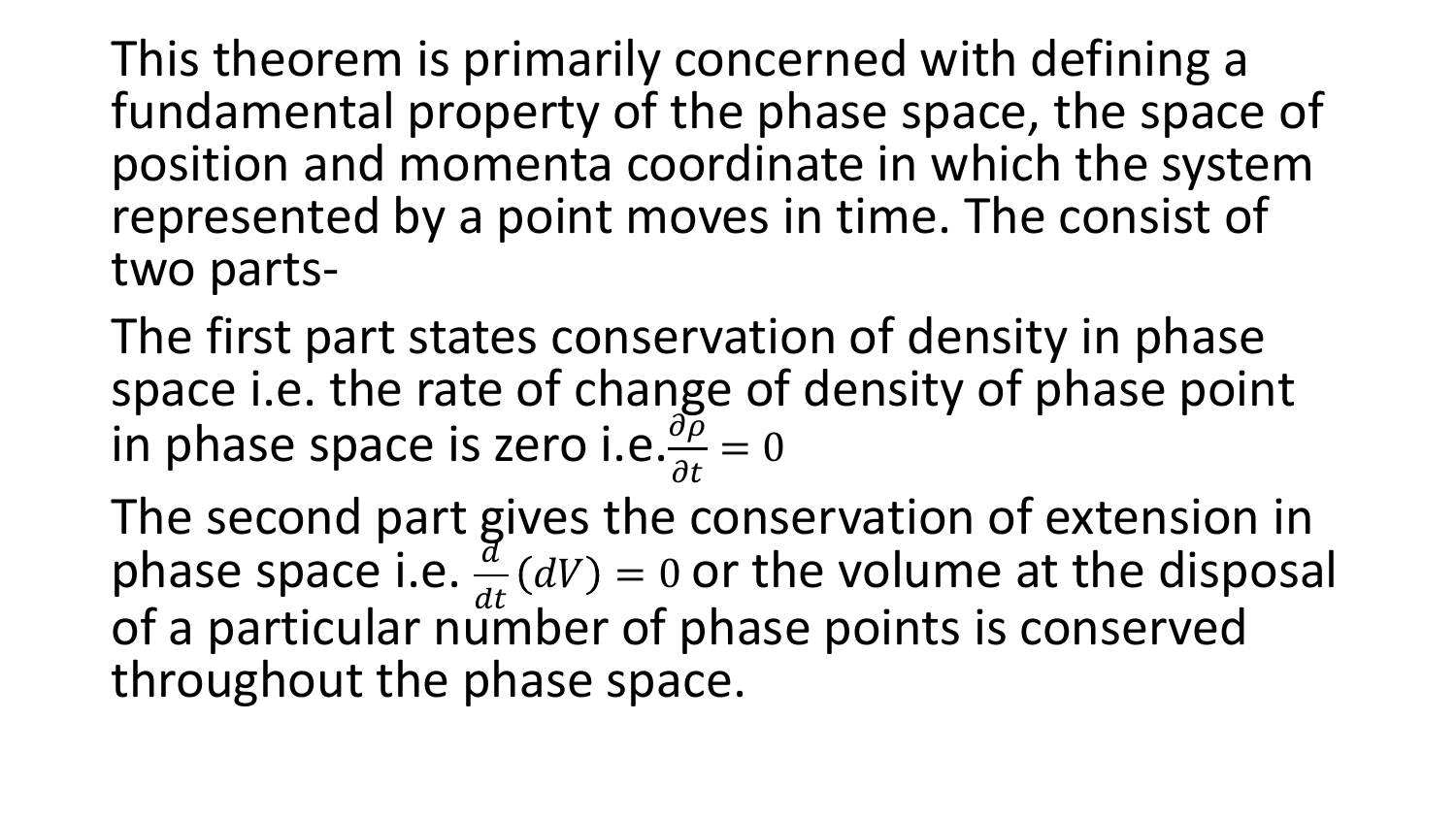This theorem is primarily concerned with defining a fundamental property of the phase space, the space of position and momenta coordinate in which the system represented by a point moves in time. The consist of two parts-

The first part states conservation of density in phase space i.e. the rate of change of density of phase point in phase space is zero i.e. $\frac{\partial \rho}{\partial t} = 0$

The second part gives the conservation of extension in phase space i.e. $\frac{d}{dt}(dV) = 0$ or the volume at the disposal of a particular number of phase points is conserved throughout the phase space.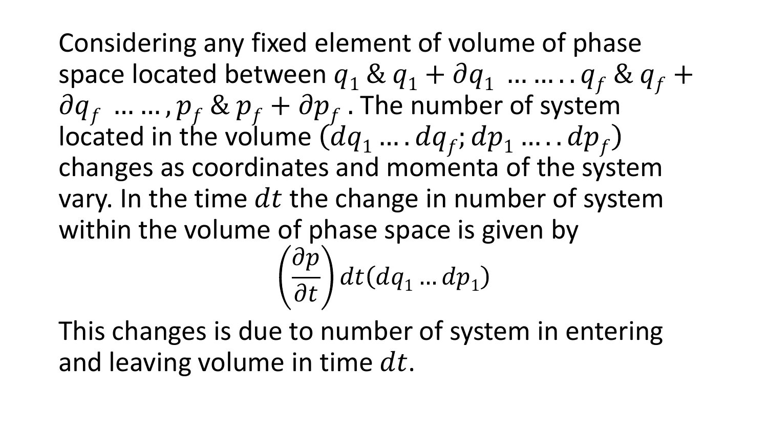Considering any fixed element of volume of phase space located between $q_1$ & $q_1 + \partial q_1$ …….. $q_f$ & $q_f + \partial q_f$ ……, $p_f$ & $p_f + \partial p_f$ . The number of system located in the volume $(dq_1 \ldots . dq_f; dp_1 \ldots .. dp_f)$ changes as coordinates and momenta of the system vary. In the time $dt$ the change in number of system within the volume of phase space is given by

$$\left(\frac{\partial p}{\partial t}\right) dt (dq_1 \ldots dp_1)$$

This changes is due to number of system in entering and leaving volume in time $dt$.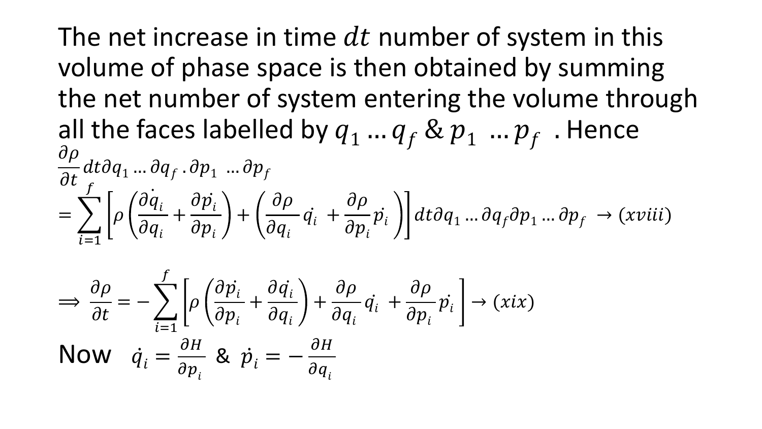The net increase in time $dt$ number of system in this volume of phase space is then obtained by summing the net number of system entering the volume through all the faces labelled by $q_1 \dots q_f$ & $p_1 \dots p_f$ . Hence

$$\frac{\partial \rho}{\partial t} dt \partial q_1 \dots \partial q_f . \partial p_1 \dots \partial p_f$$

$$= \sum_{i=1}^{f} \left[ \rho \left( \frac{\partial \dot{q}_i}{\partial q_i} + \frac{\partial \dot{p}_i}{\partial p_i} \right) + \left( \frac{\partial \rho}{\partial q_i} \dot{q}_i + \frac{\partial \rho}{\partial p_i} \dot{p}_i \right) \right] dt \partial q_1 \dots \partial q_f \partial p_1 \dots \partial p_f \rightarrow (xviii)$$

$$\Rightarrow \frac{\partial \rho}{\partial t} = -\sum_{i=1}^{f} \left[ \rho \left( \frac{\partial \dot{p}_i}{\partial p_i} + \frac{\partial \dot{q}_i}{\partial q_i} \right) + \frac{\partial \rho}{\partial q_i} \dot{q}_i + \frac{\partial \rho}{\partial p_i} \dot{p}_i \right] \rightarrow (xix)$$

Now $\dot{q}_i = \frac{\partial H}{\partial p_i}$ & $\dot{p}_i = -\frac{\partial H}{\partial q_i}$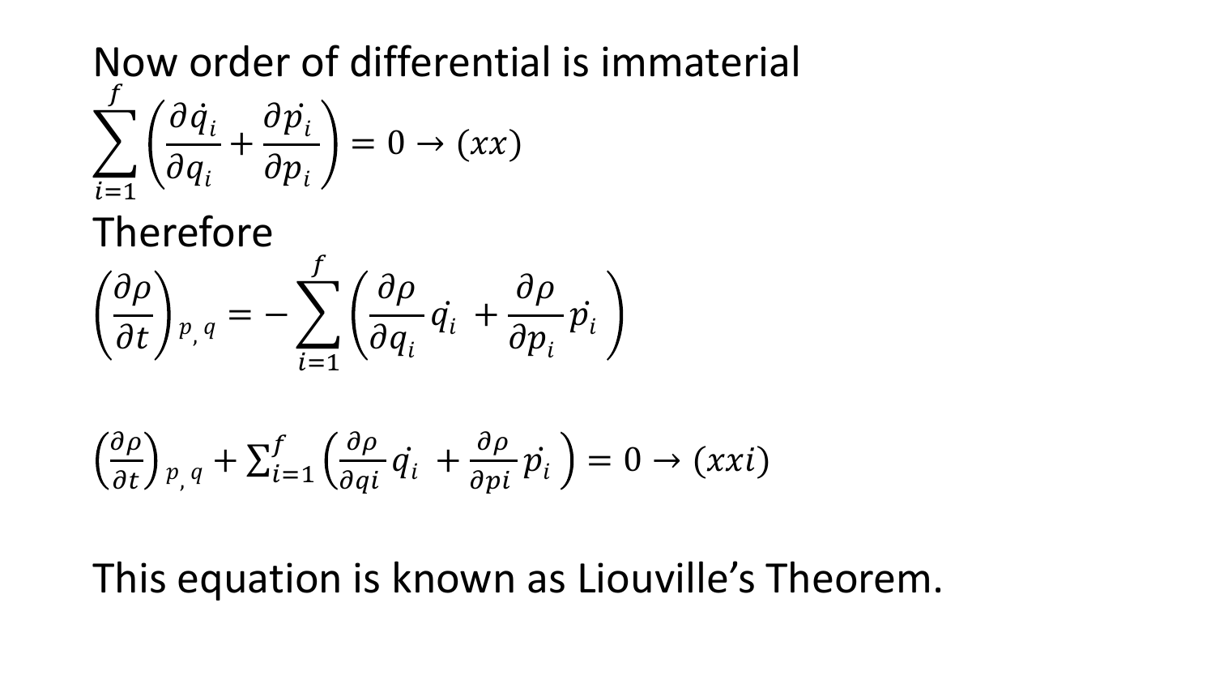Now order of differential is immaterial

$$\sum_{i=1}^{f}\left(\frac{\partial \dot{q}_i}{\partial q_i}+\frac{\partial \dot{p}_i}{\partial p_i}\right)=0 \rightarrow (xx)$$

Therefore

$$\left(\frac{\partial \rho}{\partial t}\right)_{p,\,q}=-\sum_{i=1}^{f}\left(\frac{\partial \rho}{\partial q_i}\dot{q}_i+\frac{\partial \rho}{\partial p_i}\dot{p}_i\right)$$

$$\left(\frac{\partial \rho}{\partial t}\right)_{p,\,q}+\sum_{i=1}^{f}\left(\frac{\partial \rho}{\partial qi}\dot{q}_i+\frac{\partial \rho}{\partial pi}\dot{p}_i\right)=0 \rightarrow (xxi)$$

This equation is known as Liouville's Theorem.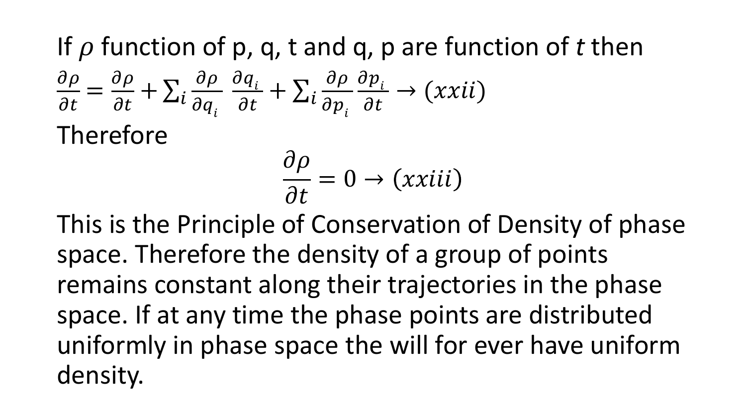If $\rho$ function of p, q, t and q, p are function of $t$ then

$$\frac{\partial \rho}{\partial t} = \frac{\partial \rho}{\partial t} + \sum_i \frac{\partial \rho}{\partial q_i} \frac{\partial q_i}{\partial t} + \sum_i \frac{\partial \rho}{\partial p_i} \frac{\partial p_i}{\partial t} \rightarrow (xxii)$$

Therefore

$$\frac{\partial \rho}{\partial t} = 0 \rightarrow (xxiii)$$

This is the Principle of Conservation of Density of phase space. Therefore the density of a group of points remains constant along their trajectories in the phase space. If at any time the phase points are distributed uniformly in phase space the will for ever have uniform density.